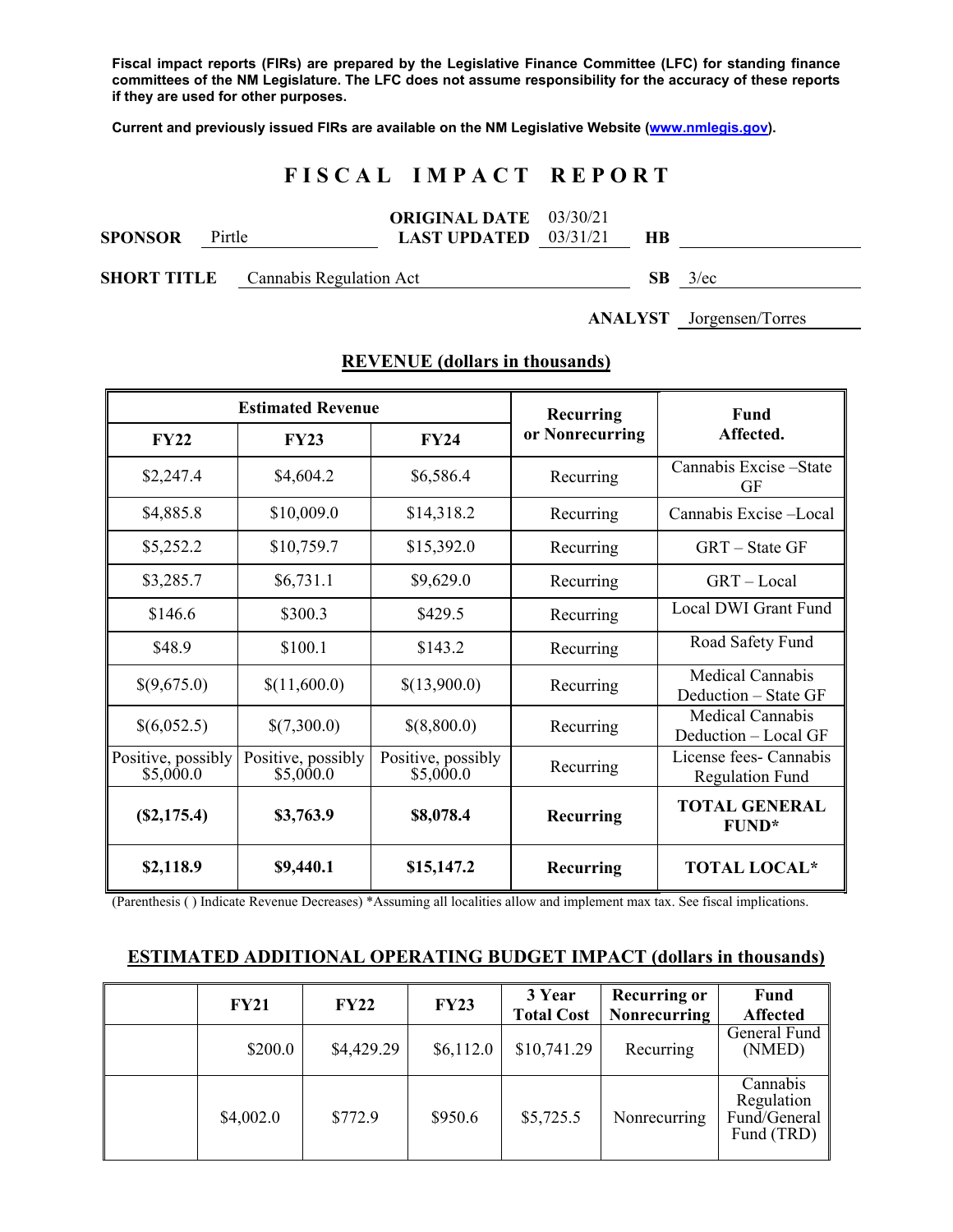**Fiscal impact reports (FIRs) are prepared by the Legislative Finance Committee (LFC) for standing finance committees of the NM Legislature. The LFC does not assume responsibility for the accuracy of these reports if they are used for other purposes.**

**Current and previously issued FIRs are available on the NM Legislative Website (www.nmlegis.gov).**

# FISCAL IMPACT REPORT

**SPONSOR** Pirtle **ORIGINAL DATE** 03/30/21 **LAST UPDATED** 03/31/21 **HB**

**SHORT TITLE** Cannabis Regulation Act **SB** 3/ec

**ANALYST** Jorgensen/Torres

## REVENUE (dollars in thousands)

| Estimated Revenue | | | Recurring or Nonrecurring | Fund Affected. |
|---|---|---|---|---|
| **FY22** | **FY23** | **FY24** | | |
| $2,247.4 | $4,604.2 | $6,586.4 | Recurring | Cannabis Excise –State GF |
| $4,885.8 | $10,009.0 | $14,318.2 | Recurring | Cannabis Excise –Local |
| $5,252.2 | $10,759.7 | $15,392.0 | Recurring | GRT – State GF |
| $3,285.7 | $6,731.1 | $9,629.0 | Recurring | GRT – Local |
| $146.6 | $300.3 | $429.5 | Recurring | Local DWI Grant Fund |
| $48.9 | $100.1 | $143.2 | Recurring | Road Safety Fund |
| $(9,675.0) | $(11,600.0) | $(13,900.0) | Recurring | Medical Cannabis Deduction – State GF |
| $(6,052.5) | $(7,300.0) | $(8,800.0) | Recurring | Medical Cannabis Deduction – Local GF |
| Positive, possibly $5,000.0 | Positive, possibly $5,000.0 | Positive, possibly $5,000.0 | Recurring | License fees- Cannabis Regulation Fund |
| **($2,175.4)** | **$3,763.9** | **$8,078.4** | **Recurring** | **TOTAL GENERAL FUND*** |
| **$2,118.9** | **$9,440.1** | **$15,147.2** | **Recurring** | **TOTAL LOCAL*** |

(Parenthesis ( ) Indicate Revenue Decreases) *Assuming all localities allow and implement max tax. See fiscal implications.

## ESTIMATED ADDITIONAL OPERATING BUDGET IMPACT (dollars in thousands)

| | FY21 | FY22 | FY23 | 3 Year Total Cost | Recurring or Nonrecurring | Fund Affected |
|---|---|---|---|---|---|---|
| | $200.0 | $4,429.29 | $6,112.0 | $10,741.29 | Recurring | General Fund (NMED) |
| | $4,002.0 | $772.9 | $950.6 | $5,725.5 | Nonrecurring | Cannabis Regulation Fund/General Fund (TRD) |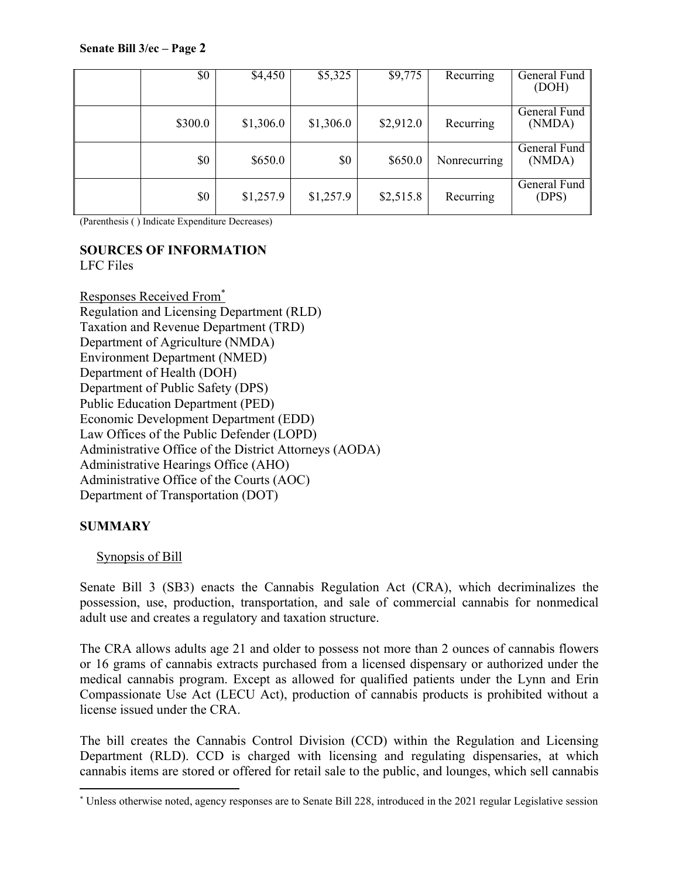| | | | | | | |
|---|---|---|---|---|---|---|
| | $0 | $4,450 | $5,325 | $9,775 | Recurring | General Fund (DOH) |
| | $300.0 | $1,306.0 | $1,306.0 | $2,912.0 | Recurring | General Fund (NMDA) |
| | $0 | $650.0 | $0 | $650.0 | Nonrecurring | General Fund (NMDA) |
| | $0 | $1,257.9 | $1,257.9 | $2,515.8 | Recurring | General Fund (DPS) |

(Parenthesis ( ) Indicate Expenditure Decreases)

**SOURCES OF INFORMATION**
LFC Files

Responses Received From[*]
Regulation and Licensing Department (RLD)
Taxation and Revenue Department (TRD)
Department of Agriculture (NMDA)
Environment Department (NMED)
Department of Health (DOH)
Department of Public Safety (DPS)
Public Education Department (PED)
Economic Development Department (EDD)
Law Offices of the Public Defender (LOPD)
Administrative Office of the District Attorneys (AODA)
Administrative Hearings Office (AHO)
Administrative Office of the Courts (AOC)
Department of Transportation (DOT)

**SUMMARY**

Synopsis of Bill

Senate Bill 3 (SB3) enacts the Cannabis Regulation Act (CRA), which decriminalizes the possession, use, production, transportation, and sale of commercial cannabis for nonmedical adult use and creates a regulatory and taxation structure.

The CRA allows adults age 21 and older to possess not more than 2 ounces of cannabis flowers or 16 grams of cannabis extracts purchased from a licensed dispensary or authorized under the medical cannabis program. Except as allowed for qualified patients under the Lynn and Erin Compassionate Use Act (LECU Act), production of cannabis products is prohibited without a license issued under the CRA.

The bill creates the Cannabis Control Division (CCD) within the Regulation and Licensing Department (RLD). CCD is charged with licensing and regulating dispensaries, at which cannabis items are stored or offered for retail sale to the public, and lounges, which sell cannabis

[*] Unless otherwise noted, agency responses are to Senate Bill 228, introduced in the 2021 regular Legislative session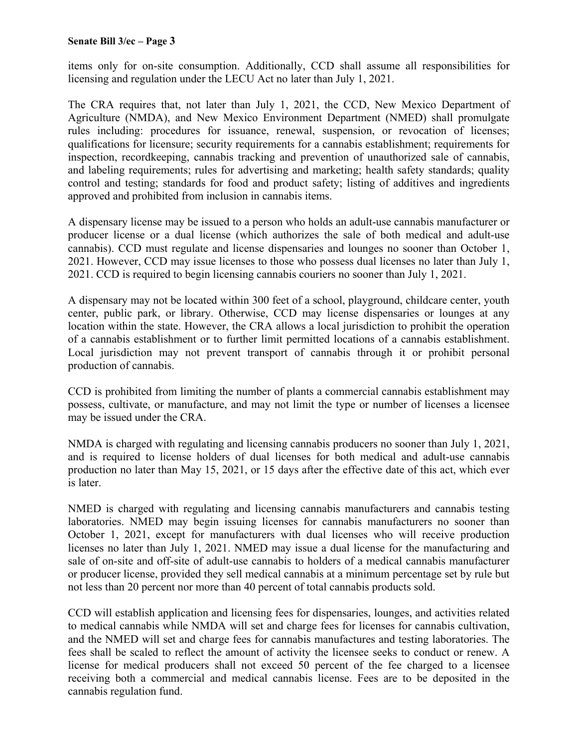items only for on-site consumption. Additionally, CCD shall assume all responsibilities for licensing and regulation under the LECU Act no later than July 1, 2021.

The CRA requires that, not later than July 1, 2021, the CCD, New Mexico Department of Agriculture (NMDA), and New Mexico Environment Department (NMED) shall promulgate rules including: procedures for issuance, renewal, suspension, or revocation of licenses; qualifications for licensure; security requirements for a cannabis establishment; requirements for inspection, recordkeeping, cannabis tracking and prevention of unauthorized sale of cannabis, and labeling requirements; rules for advertising and marketing; health safety standards; quality control and testing; standards for food and product safety; listing of additives and ingredients approved and prohibited from inclusion in cannabis items.

A dispensary license may be issued to a person who holds an adult-use cannabis manufacturer or producer license or a dual license (which authorizes the sale of both medical and adult-use cannabis). CCD must regulate and license dispensaries and lounges no sooner than October 1, 2021. However, CCD may issue licenses to those who possess dual licenses no later than July 1, 2021. CCD is required to begin licensing cannabis couriers no sooner than July 1, 2021.

A dispensary may not be located within 300 feet of a school, playground, childcare center, youth center, public park, or library. Otherwise, CCD may license dispensaries or lounges at any location within the state. However, the CRA allows a local jurisdiction to prohibit the operation of a cannabis establishment or to further limit permitted locations of a cannabis establishment. Local jurisdiction may not prevent transport of cannabis through it or prohibit personal production of cannabis.

CCD is prohibited from limiting the number of plants a commercial cannabis establishment may possess, cultivate, or manufacture, and may not limit the type or number of licenses a licensee may be issued under the CRA.

NMDA is charged with regulating and licensing cannabis producers no sooner than July 1, 2021, and is required to license holders of dual licenses for both medical and adult-use cannabis production no later than May 15, 2021, or 15 days after the effective date of this act, which ever is later.

NMED is charged with regulating and licensing cannabis manufacturers and cannabis testing laboratories. NMED may begin issuing licenses for cannabis manufacturers no sooner than October 1, 2021, except for manufacturers with dual licenses who will receive production licenses no later than July 1, 2021. NMED may issue a dual license for the manufacturing and sale of on-site and off-site of adult-use cannabis to holders of a medical cannabis manufacturer or producer license, provided they sell medical cannabis at a minimum percentage set by rule but not less than 20 percent nor more than 40 percent of total cannabis products sold.

CCD will establish application and licensing fees for dispensaries, lounges, and activities related to medical cannabis while NMDA will set and charge fees for licenses for cannabis cultivation, and the NMED will set and charge fees for cannabis manufactures and testing laboratories. The fees shall be scaled to reflect the amount of activity the licensee seeks to conduct or renew. A license for medical producers shall not exceed 50 percent of the fee charged to a licensee receiving both a commercial and medical cannabis license. Fees are to be deposited in the cannabis regulation fund.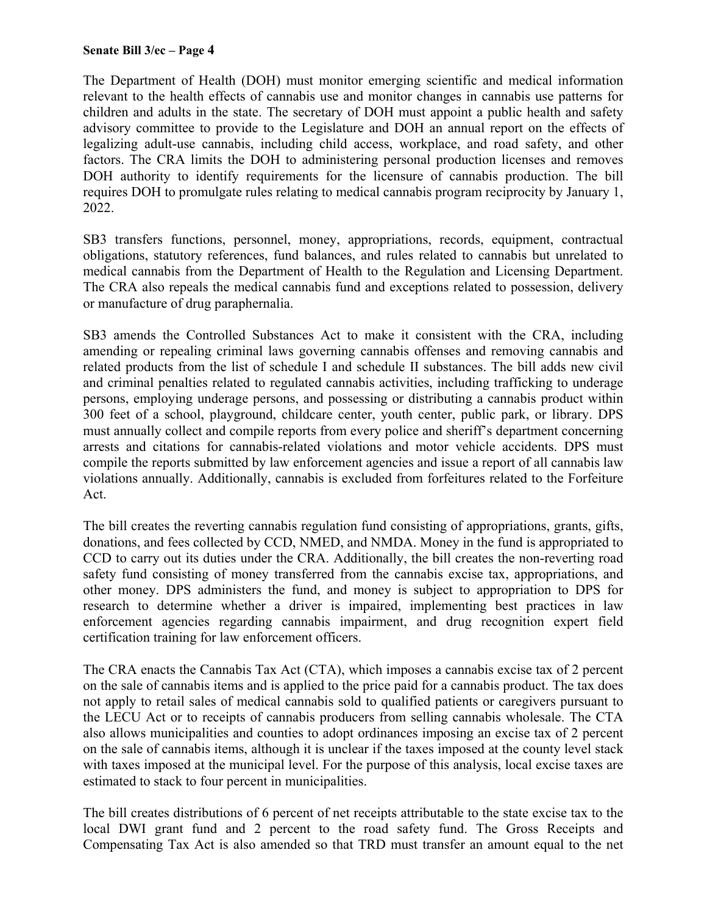The Department of Health (DOH) must monitor emerging scientific and medical information relevant to the health effects of cannabis use and monitor changes in cannabis use patterns for children and adults in the state. The secretary of DOH must appoint a public health and safety advisory committee to provide to the Legislature and DOH an annual report on the effects of legalizing adult-use cannabis, including child access, workplace, and road safety, and other factors. The CRA limits the DOH to administering personal production licenses and removes DOH authority to identify requirements for the licensure of cannabis production. The bill requires DOH to promulgate rules relating to medical cannabis program reciprocity by January 1, 2022.

SB3 transfers functions, personnel, money, appropriations, records, equipment, contractual obligations, statutory references, fund balances, and rules related to cannabis but unrelated to medical cannabis from the Department of Health to the Regulation and Licensing Department. The CRA also repeals the medical cannabis fund and exceptions related to possession, delivery or manufacture of drug paraphernalia.

SB3 amends the Controlled Substances Act to make it consistent with the CRA, including amending or repealing criminal laws governing cannabis offenses and removing cannabis and related products from the list of schedule I and schedule II substances. The bill adds new civil and criminal penalties related to regulated cannabis activities, including trafficking to underage persons, employing underage persons, and possessing or distributing a cannabis product within 300 feet of a school, playground, childcare center, youth center, public park, or library. DPS must annually collect and compile reports from every police and sheriff's department concerning arrests and citations for cannabis-related violations and motor vehicle accidents. DPS must compile the reports submitted by law enforcement agencies and issue a report of all cannabis law violations annually. Additionally, cannabis is excluded from forfeitures related to the Forfeiture Act.

The bill creates the reverting cannabis regulation fund consisting of appropriations, grants, gifts, donations, and fees collected by CCD, NMED, and NMDA. Money in the fund is appropriated to CCD to carry out its duties under the CRA. Additionally, the bill creates the non-reverting road safety fund consisting of money transferred from the cannabis excise tax, appropriations, and other money. DPS administers the fund, and money is subject to appropriation to DPS for research to determine whether a driver is impaired, implementing best practices in law enforcement agencies regarding cannabis impairment, and drug recognition expert field certification training for law enforcement officers.

The CRA enacts the Cannabis Tax Act (CTA), which imposes a cannabis excise tax of 2 percent on the sale of cannabis items and is applied to the price paid for a cannabis product. The tax does not apply to retail sales of medical cannabis sold to qualified patients or caregivers pursuant to the LECU Act or to receipts of cannabis producers from selling cannabis wholesale. The CTA also allows municipalities and counties to adopt ordinances imposing an excise tax of 2 percent on the sale of cannabis items, although it is unclear if the taxes imposed at the county level stack with taxes imposed at the municipal level. For the purpose of this analysis, local excise taxes are estimated to stack to four percent in municipalities.

The bill creates distributions of 6 percent of net receipts attributable to the state excise tax to the local DWI grant fund and 2 percent to the road safety fund. The Gross Receipts and Compensating Tax Act is also amended so that TRD must transfer an amount equal to the net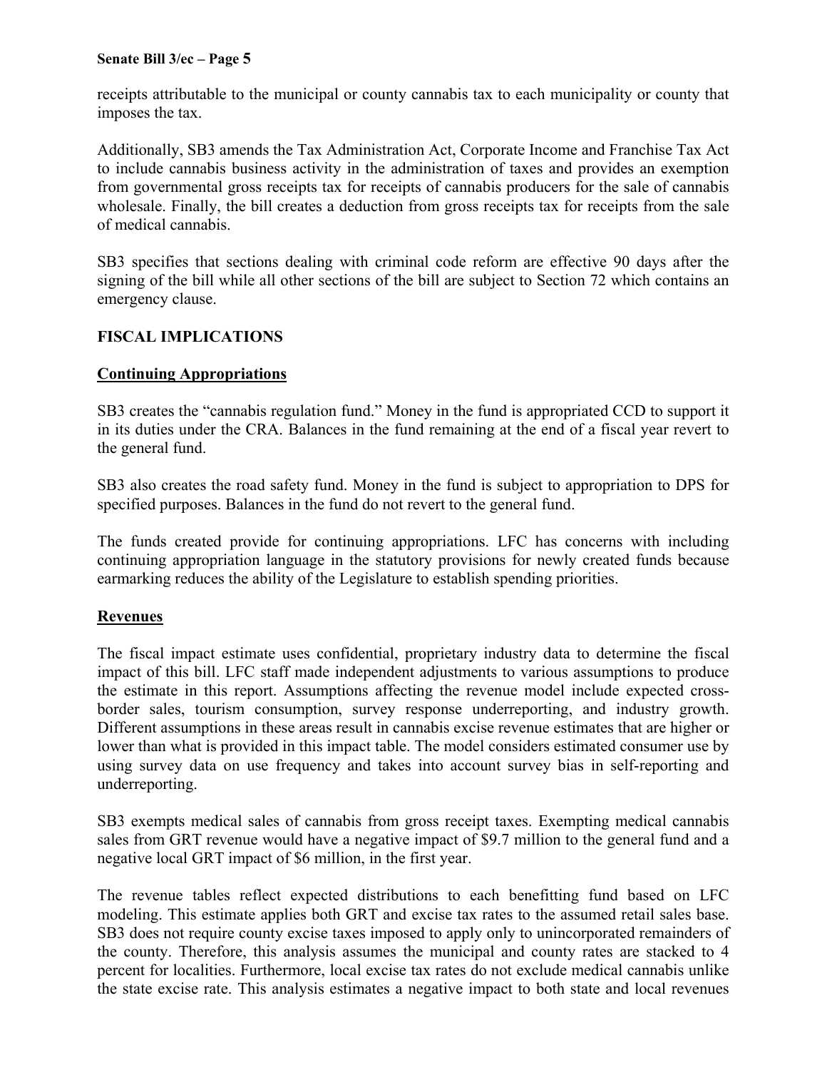receipts attributable to the municipal or county cannabis tax to each municipality or county that imposes the tax.

Additionally, SB3 amends the Tax Administration Act, Corporate Income and Franchise Tax Act to include cannabis business activity in the administration of taxes and provides an exemption from governmental gross receipts tax for receipts of cannabis producers for the sale of cannabis wholesale. Finally, the bill creates a deduction from gross receipts tax for receipts from the sale of medical cannabis.

SB3 specifies that sections dealing with criminal code reform are effective 90 days after the signing of the bill while all other sections of the bill are subject to Section 72 which contains an emergency clause.

**FISCAL IMPLICATIONS**

**Continuing Appropriations**

SB3 creates the "cannabis regulation fund." Money in the fund is appropriated CCD to support it in its duties under the CRA. Balances in the fund remaining at the end of a fiscal year revert to the general fund.

SB3 also creates the road safety fund. Money in the fund is subject to appropriation to DPS for specified purposes. Balances in the fund do not revert to the general fund.

The funds created provide for continuing appropriations. LFC has concerns with including continuing appropriation language in the statutory provisions for newly created funds because earmarking reduces the ability of the Legislature to establish spending priorities.

**Revenues**

The fiscal impact estimate uses confidential, proprietary industry data to determine the fiscal impact of this bill. LFC staff made independent adjustments to various assumptions to produce the estimate in this report. Assumptions affecting the revenue model include expected cross-border sales, tourism consumption, survey response underreporting, and industry growth. Different assumptions in these areas result in cannabis excise revenue estimates that are higher or lower than what is provided in this impact table. The model considers estimated consumer use by using survey data on use frequency and takes into account survey bias in self-reporting and underreporting.

SB3 exempts medical sales of cannabis from gross receipt taxes. Exempting medical cannabis sales from GRT revenue would have a negative impact of $9.7 million to the general fund and a negative local GRT impact of $6 million, in the first year.

The revenue tables reflect expected distributions to each benefitting fund based on LFC modeling. This estimate applies both GRT and excise tax rates to the assumed retail sales base. SB3 does not require county excise taxes imposed to apply only to unincorporated remainders of the county. Therefore, this analysis assumes the municipal and county rates are stacked to 4 percent for localities. Furthermore, local excise tax rates do not exclude medical cannabis unlike the state excise rate. This analysis estimates a negative impact to both state and local revenues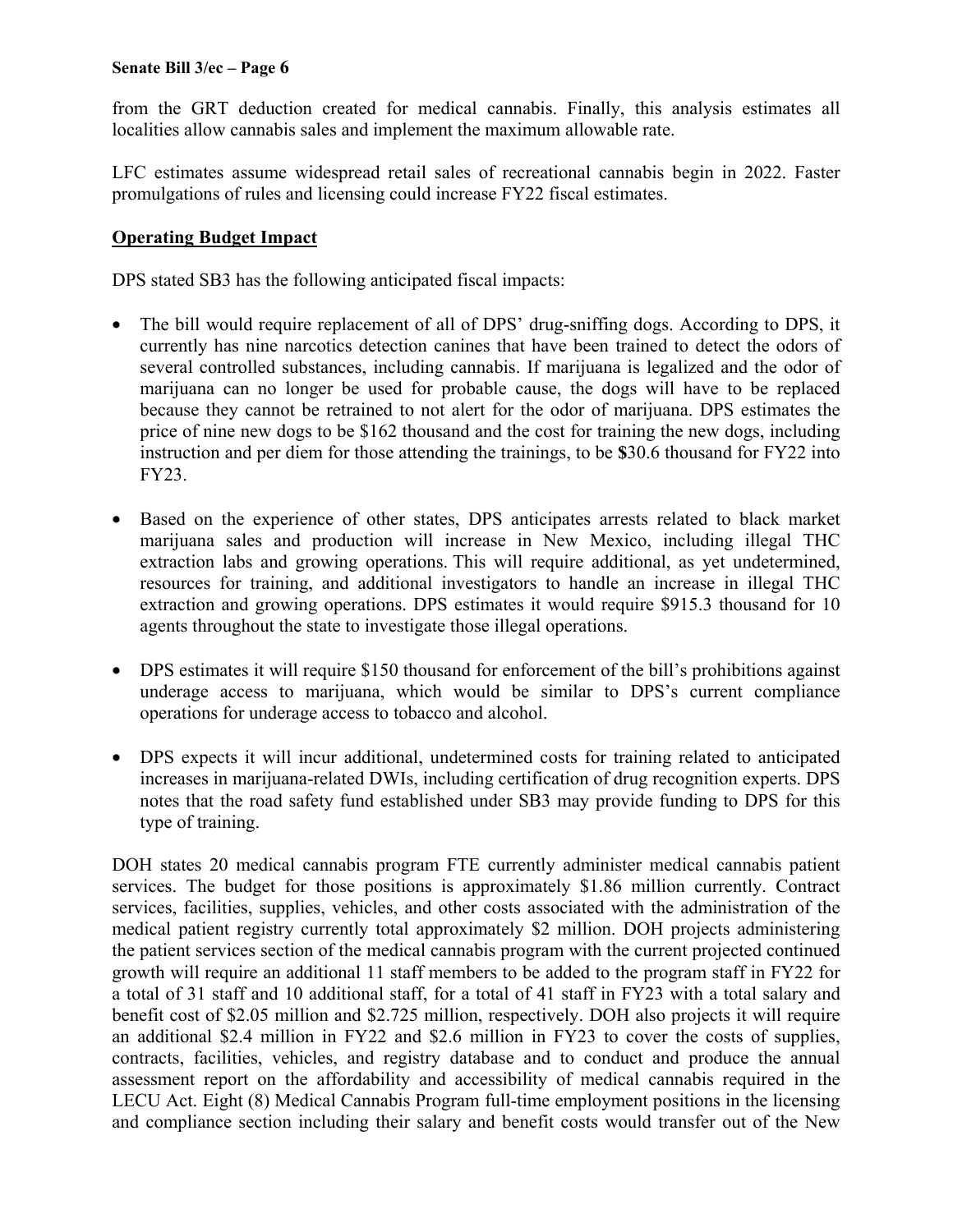from the GRT deduction created for medical cannabis. Finally, this analysis estimates all localities allow cannabis sales and implement the maximum allowable rate.

LFC estimates assume widespread retail sales of recreational cannabis begin in 2022. Faster promulgations of rules and licensing could increase FY22 fiscal estimates.

**Operating Budget Impact**

DPS stated SB3 has the following anticipated fiscal impacts:

- The bill would require replacement of all of DPS' drug-sniffing dogs. According to DPS, it currently has nine narcotics detection canines that have been trained to detect the odors of several controlled substances, including cannabis. If marijuana is legalized and the odor of marijuana can no longer be used for probable cause, the dogs will have to be replaced because they cannot be retrained to not alert for the odor of marijuana. DPS estimates the price of nine new dogs to be $162 thousand and the cost for training the new dogs, including instruction and per diem for those attending the trainings, to be **$**30.6 thousand for FY22 into FY23.

- Based on the experience of other states, DPS anticipates arrests related to black market marijuana sales and production will increase in New Mexico, including illegal THC extraction labs and growing operations. This will require additional, as yet undetermined, resources for training, and additional investigators to handle an increase in illegal THC extraction and growing operations. DPS estimates it would require $915.3 thousand for 10 agents throughout the state to investigate those illegal operations.

- DPS estimates it will require $150 thousand for enforcement of the bill's prohibitions against underage access to marijuana, which would be similar to DPS's current compliance operations for underage access to tobacco and alcohol.

- DPS expects it will incur additional, undetermined costs for training related to anticipated increases in marijuana-related DWIs, including certification of drug recognition experts. DPS notes that the road safety fund established under SB3 may provide funding to DPS for this type of training.

DOH states 20 medical cannabis program FTE currently administer medical cannabis patient services. The budget for those positions is approximately $1.86 million currently. Contract services, facilities, supplies, vehicles, and other costs associated with the administration of the medical patient registry currently total approximately $2 million. DOH projects administering the patient services section of the medical cannabis program with the current projected continued growth will require an additional 11 staff members to be added to the program staff in FY22 for a total of 31 staff and 10 additional staff, for a total of 41 staff in FY23 with a total salary and benefit cost of $2.05 million and $2.725 million, respectively. DOH also projects it will require an additional $2.4 million in FY22 and $2.6 million in FY23 to cover the costs of supplies, contracts, facilities, vehicles, and registry database and to conduct and produce the annual assessment report on the affordability and accessibility of medical cannabis required in the LECU Act. Eight (8) Medical Cannabis Program full-time employment positions in the licensing and compliance section including their salary and benefit costs would transfer out of the New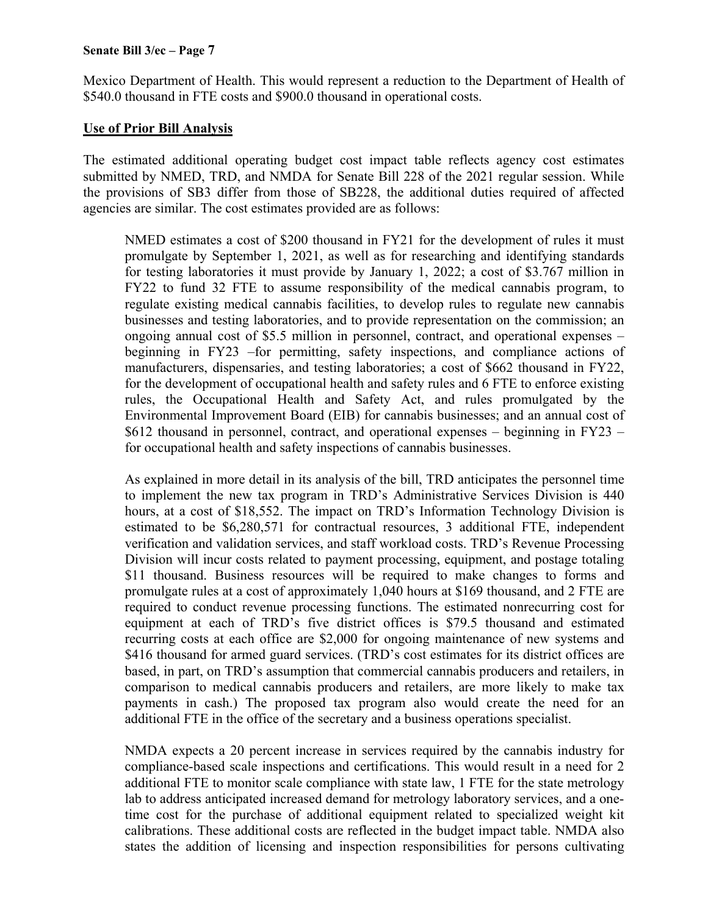Mexico Department of Health. This would represent a reduction to the Department of Health of $540.0 thousand in FTE costs and $900.0 thousand in operational costs.

**Use of Prior Bill Analysis**

The estimated additional operating budget cost impact table reflects agency cost estimates submitted by NMED, TRD, and NMDA for Senate Bill 228 of the 2021 regular session. While the provisions of SB3 differ from those of SB228, the additional duties required of affected agencies are similar. The cost estimates provided are as follows:

> NMED estimates a cost of $200 thousand in FY21 for the development of rules it must promulgate by September 1, 2021, as well as for researching and identifying standards for testing laboratories it must provide by January 1, 2022; a cost of $3.767 million in FY22 to fund 32 FTE to assume responsibility of the medical cannabis program, to regulate existing medical cannabis facilities, to develop rules to regulate new cannabis businesses and testing laboratories, and to provide representation on the commission; an ongoing annual cost of $5.5 million in personnel, contract, and operational expenses – beginning in FY23 –for permitting, safety inspections, and compliance actions of manufacturers, dispensaries, and testing laboratories; a cost of $662 thousand in FY22, for the development of occupational health and safety rules and 6 FTE to enforce existing rules, the Occupational Health and Safety Act, and rules promulgated by the Environmental Improvement Board (EIB) for cannabis businesses; and an annual cost of $612 thousand in personnel, contract, and operational expenses – beginning in FY23 – for occupational health and safety inspections of cannabis businesses.
>
> As explained in more detail in its analysis of the bill, TRD anticipates the personnel time to implement the new tax program in TRD's Administrative Services Division is 440 hours, at a cost of $18,552. The impact on TRD's Information Technology Division is estimated to be $6,280,571 for contractual resources, 3 additional FTE, independent verification and validation services, and staff workload costs. TRD's Revenue Processing Division will incur costs related to payment processing, equipment, and postage totaling $11 thousand. Business resources will be required to make changes to forms and promulgate rules at a cost of approximately 1,040 hours at $169 thousand, and 2 FTE are required to conduct revenue processing functions. The estimated nonrecurring cost for equipment at each of TRD's five district offices is $79.5 thousand and estimated recurring costs at each office are $2,000 for ongoing maintenance of new systems and $416 thousand for armed guard services. (TRD's cost estimates for its district offices are based, in part, on TRD's assumption that commercial cannabis producers and retailers, in comparison to medical cannabis producers and retailers, are more likely to make tax payments in cash.) The proposed tax program also would create the need for an additional FTE in the office of the secretary and a business operations specialist.
>
> NMDA expects a 20 percent increase in services required by the cannabis industry for compliance-based scale inspections and certifications. This would result in a need for 2 additional FTE to monitor scale compliance with state law, 1 FTE for the state metrology lab to address anticipated increased demand for metrology laboratory services, and a one-time cost for the purchase of additional equipment related to specialized weight kit calibrations. These additional costs are reflected in the budget impact table. NMDA also states the addition of licensing and inspection responsibilities for persons cultivating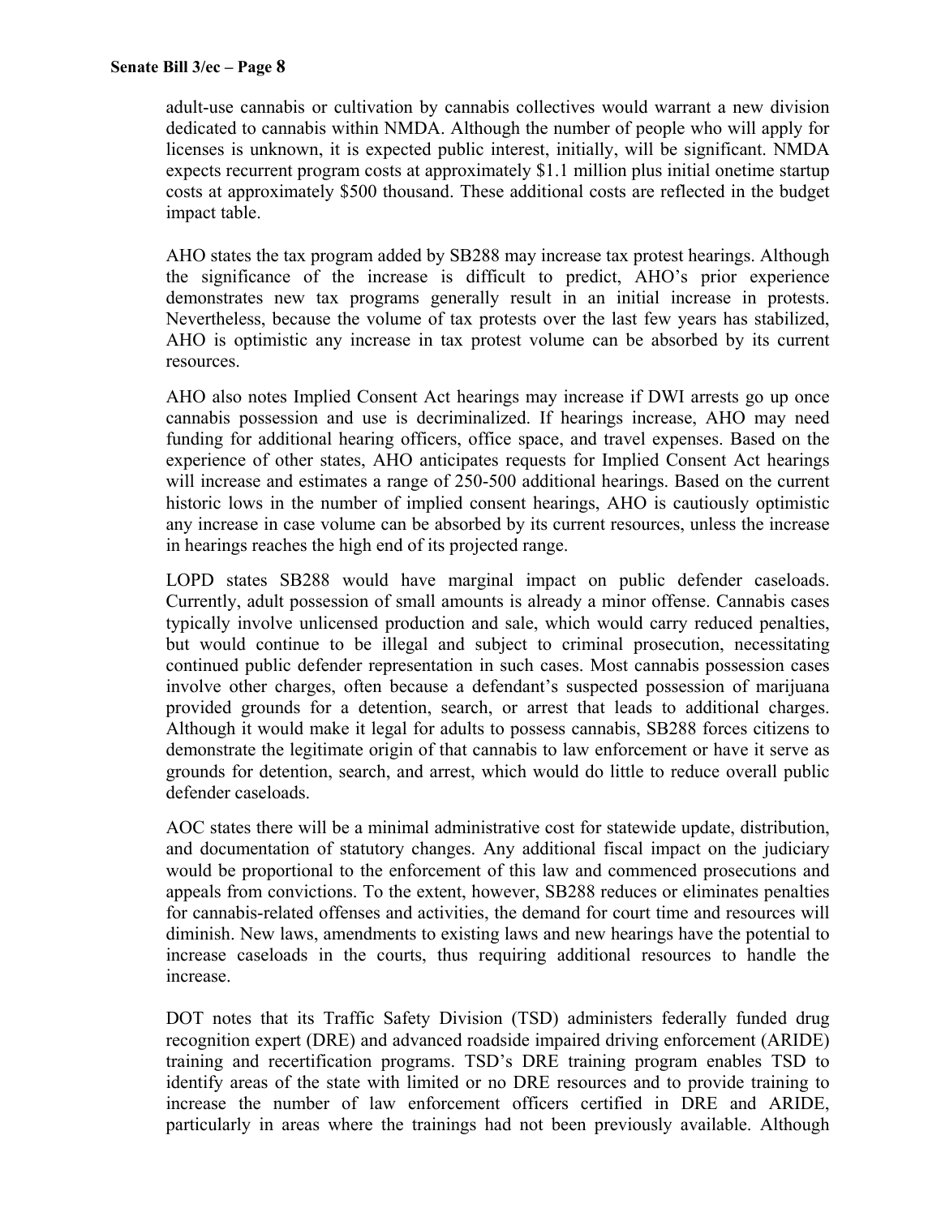adult-use cannabis or cultivation by cannabis collectives would warrant a new division dedicated to cannabis within NMDA. Although the number of people who will apply for licenses is unknown, it is expected public interest, initially, will be significant. NMDA expects recurrent program costs at approximately $1.1 million plus initial onetime startup costs at approximately $500 thousand. These additional costs are reflected in the budget impact table.

AHO states the tax program added by SB288 may increase tax protest hearings. Although the significance of the increase is difficult to predict, AHO's prior experience demonstrates new tax programs generally result in an initial increase in protests. Nevertheless, because the volume of tax protests over the last few years has stabilized, AHO is optimistic any increase in tax protest volume can be absorbed by its current resources.

AHO also notes Implied Consent Act hearings may increase if DWI arrests go up once cannabis possession and use is decriminalized. If hearings increase, AHO may need funding for additional hearing officers, office space, and travel expenses. Based on the experience of other states, AHO anticipates requests for Implied Consent Act hearings will increase and estimates a range of 250-500 additional hearings. Based on the current historic lows in the number of implied consent hearings, AHO is cautiously optimistic any increase in case volume can be absorbed by its current resources, unless the increase in hearings reaches the high end of its projected range.

LOPD states SB288 would have marginal impact on public defender caseloads. Currently, adult possession of small amounts is already a minor offense. Cannabis cases typically involve unlicensed production and sale, which would carry reduced penalties, but would continue to be illegal and subject to criminal prosecution, necessitating continued public defender representation in such cases. Most cannabis possession cases involve other charges, often because a defendant's suspected possession of marijuana provided grounds for a detention, search, or arrest that leads to additional charges. Although it would make it legal for adults to possess cannabis, SB288 forces citizens to demonstrate the legitimate origin of that cannabis to law enforcement or have it serve as grounds for detention, search, and arrest, which would do little to reduce overall public defender caseloads.

AOC states there will be a minimal administrative cost for statewide update, distribution, and documentation of statutory changes. Any additional fiscal impact on the judiciary would be proportional to the enforcement of this law and commenced prosecutions and appeals from convictions. To the extent, however, SB288 reduces or eliminates penalties for cannabis-related offenses and activities, the demand for court time and resources will diminish. New laws, amendments to existing laws and new hearings have the potential to increase caseloads in the courts, thus requiring additional resources to handle the increase.

DOT notes that its Traffic Safety Division (TSD) administers federally funded drug recognition expert (DRE) and advanced roadside impaired driving enforcement (ARIDE) training and recertification programs. TSD's DRE training program enables TSD to identify areas of the state with limited or no DRE resources and to provide training to increase the number of law enforcement officers certified in DRE and ARIDE, particularly in areas where the trainings had not been previously available. Although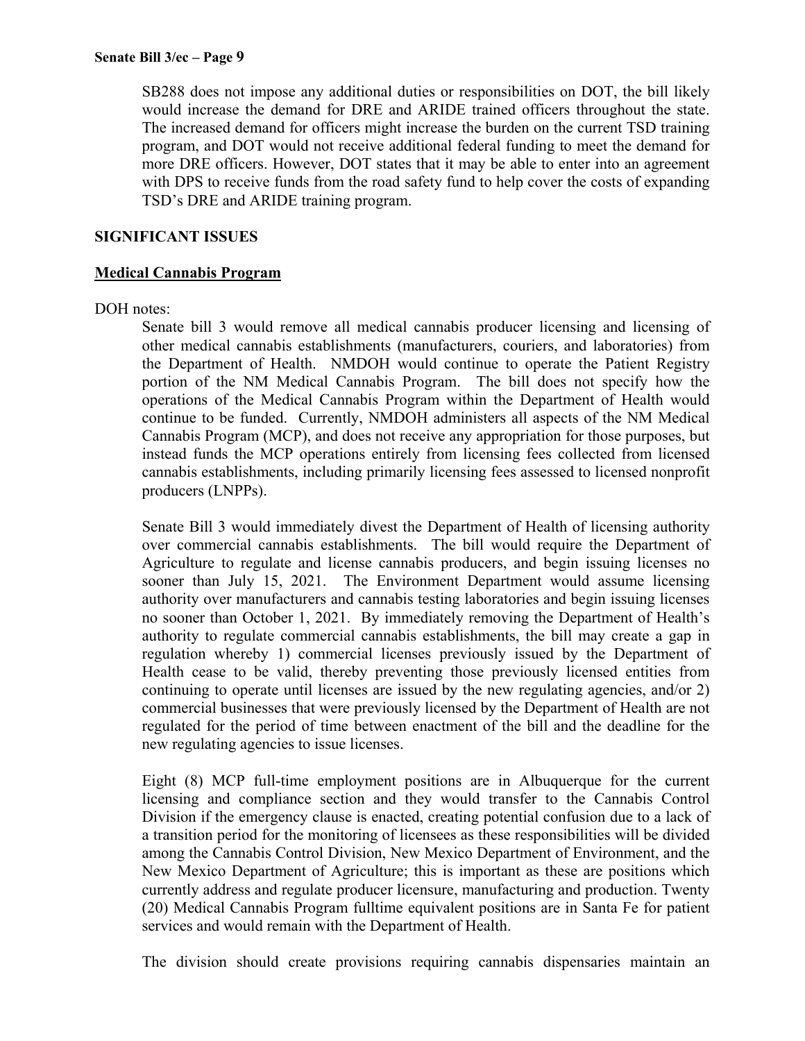SB288 does not impose any additional duties or responsibilities on DOT, the bill likely would increase the demand for DRE and ARIDE trained officers throughout the state. The increased demand for officers might increase the burden on the current TSD training program, and DOT would not receive additional federal funding to meet the demand for more DRE officers. However, DOT states that it may be able to enter into an agreement with DPS to receive funds from the road safety fund to help cover the costs of expanding TSD's DRE and ARIDE training program.

## SIGNIFICANT ISSUES

### Medical Cannabis Program

DOH notes:

> Senate bill 3 would remove all medical cannabis producer licensing and licensing of other medical cannabis establishments (manufacturers, couriers, and laboratories) from the Department of Health. NMDOH would continue to operate the Patient Registry portion of the NM Medical Cannabis Program. The bill does not specify how the operations of the Medical Cannabis Program within the Department of Health would continue to be funded. Currently, NMDOH administers all aspects of the NM Medical Cannabis Program (MCP), and does not receive any appropriation for those purposes, but instead funds the MCP operations entirely from licensing fees collected from licensed cannabis establishments, including primarily licensing fees assessed to licensed nonprofit producers (LNPPs).
>
> Senate Bill 3 would immediately divest the Department of Health of licensing authority over commercial cannabis establishments. The bill would require the Department of Agriculture to regulate and license cannabis producers, and begin issuing licenses no sooner than July 15, 2021. The Environment Department would assume licensing authority over manufacturers and cannabis testing laboratories and begin issuing licenses no sooner than October 1, 2021. By immediately removing the Department of Health's authority to regulate commercial cannabis establishments, the bill may create a gap in regulation whereby 1) commercial licenses previously issued by the Department of Health cease to be valid, thereby preventing those previously licensed entities from continuing to operate until licenses are issued by the new regulating agencies, and/or 2) commercial businesses that were previously licensed by the Department of Health are not regulated for the period of time between enactment of the bill and the deadline for the new regulating agencies to issue licenses.
>
> Eight (8) MCP full-time employment positions are in Albuquerque for the current licensing and compliance section and they would transfer to the Cannabis Control Division if the emergency clause is enacted, creating potential confusion due to a lack of a transition period for the monitoring of licensees as these responsibilities will be divided among the Cannabis Control Division, New Mexico Department of Environment, and the New Mexico Department of Agriculture; this is important as these are positions which currently address and regulate producer licensure, manufacturing and production. Twenty (20) Medical Cannabis Program fulltime equivalent positions are in Santa Fe for patient services and would remain with the Department of Health.
>
> The division should create provisions requiring cannabis dispensaries maintain an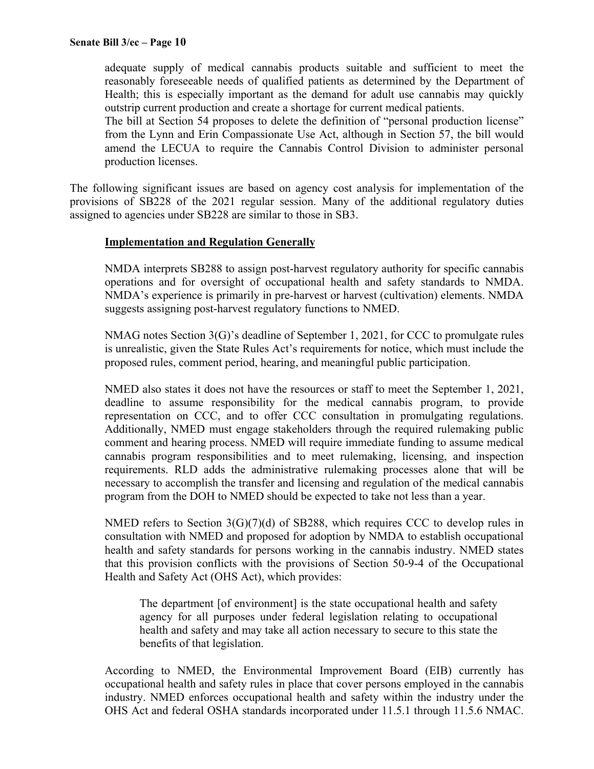adequate supply of medical cannabis products suitable and sufficient to meet the reasonably foreseeable needs of qualified patients as determined by the Department of Health; this is especially important as the demand for adult use cannabis may quickly outstrip current production and create a shortage for current medical patients.

The bill at Section 54 proposes to delete the definition of "personal production license" from the Lynn and Erin Compassionate Use Act, although in Section 57, the bill would amend the LECUA to require the Cannabis Control Division to administer personal production licenses.

The following significant issues are based on agency cost analysis for implementation of the provisions of SB228 of the 2021 regular session. Many of the additional regulatory duties assigned to agencies under SB228 are similar to those in SB3.

**Implementation and Regulation Generally**

NMDA interprets SB288 to assign post-harvest regulatory authority for specific cannabis operations and for oversight of occupational health and safety standards to NMDA. NMDA's experience is primarily in pre-harvest or harvest (cultivation) elements. NMDA suggests assigning post-harvest regulatory functions to NMED.

NMAG notes Section 3(G)'s deadline of September 1, 2021, for CCC to promulgate rules is unrealistic, given the State Rules Act's requirements for notice, which must include the proposed rules, comment period, hearing, and meaningful public participation.

NMED also states it does not have the resources or staff to meet the September 1, 2021, deadline to assume responsibility for the medical cannabis program, to provide representation on CCC, and to offer CCC consultation in promulgating regulations. Additionally, NMED must engage stakeholders through the required rulemaking public comment and hearing process. NMED will require immediate funding to assume medical cannabis program responsibilities and to meet rulemaking, licensing, and inspection requirements. RLD adds the administrative rulemaking processes alone that will be necessary to accomplish the transfer and licensing and regulation of the medical cannabis program from the DOH to NMED should be expected to take not less than a year.

NMED refers to Section 3(G)(7)(d) of SB288, which requires CCC to develop rules in consultation with NMED and proposed for adoption by NMDA to establish occupational health and safety standards for persons working in the cannabis industry. NMED states that this provision conflicts with the provisions of Section 50-9-4 of the Occupational Health and Safety Act (OHS Act), which provides:

> The department [of environment] is the state occupational health and safety agency for all purposes under federal legislation relating to occupational health and safety and may take all action necessary to secure to this state the benefits of that legislation.

According to NMED, the Environmental Improvement Board (EIB) currently has occupational health and safety rules in place that cover persons employed in the cannabis industry. NMED enforces occupational health and safety within the industry under the OHS Act and federal OSHA standards incorporated under 11.5.1 through 11.5.6 NMAC.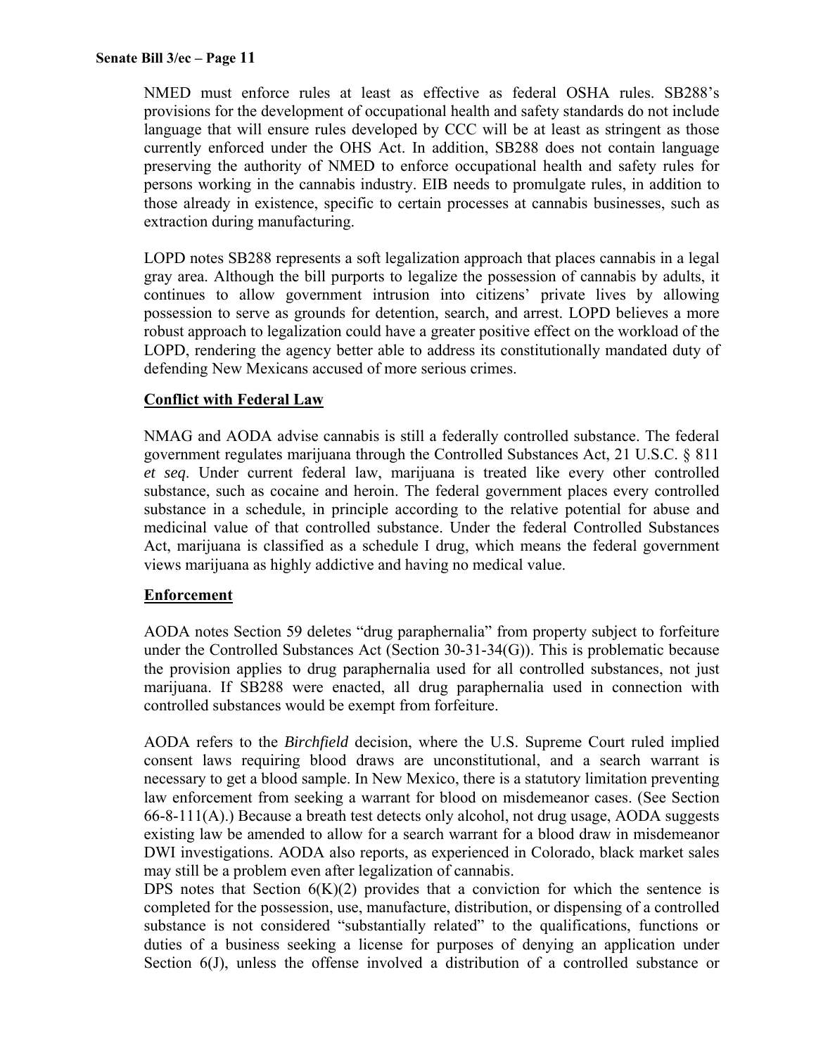NMED must enforce rules at least as effective as federal OSHA rules. SB288's provisions for the development of occupational health and safety standards do not include language that will ensure rules developed by CCC will be at least as stringent as those currently enforced under the OHS Act. In addition, SB288 does not contain language preserving the authority of NMED to enforce occupational health and safety rules for persons working in the cannabis industry. EIB needs to promulgate rules, in addition to those already in existence, specific to certain processes at cannabis businesses, such as extraction during manufacturing.

LOPD notes SB288 represents a soft legalization approach that places cannabis in a legal gray area. Although the bill purports to legalize the possession of cannabis by adults, it continues to allow government intrusion into citizens' private lives by allowing possession to serve as grounds for detention, search, and arrest. LOPD believes a more robust approach to legalization could have a greater positive effect on the workload of the LOPD, rendering the agency better able to address its constitutionally mandated duty of defending New Mexicans accused of more serious crimes.

**Conflict with Federal Law**

NMAG and AODA advise cannabis is still a federally controlled substance. The federal government regulates marijuana through the Controlled Substances Act, 21 U.S.C. § 811 *et seq*. Under current federal law, marijuana is treated like every other controlled substance, such as cocaine and heroin. The federal government places every controlled substance in a schedule, in principle according to the relative potential for abuse and medicinal value of that controlled substance. Under the federal Controlled Substances Act, marijuana is classified as a schedule I drug, which means the federal government views marijuana as highly addictive and having no medical value.

**Enforcement**

AODA notes Section 59 deletes "drug paraphernalia" from property subject to forfeiture under the Controlled Substances Act (Section 30-31-34(G)). This is problematic because the provision applies to drug paraphernalia used for all controlled substances, not just marijuana. If SB288 were enacted, all drug paraphernalia used in connection with controlled substances would be exempt from forfeiture.

AODA refers to the *Birchfield* decision, where the U.S. Supreme Court ruled implied consent laws requiring blood draws are unconstitutional, and a search warrant is necessary to get a blood sample. In New Mexico, there is a statutory limitation preventing law enforcement from seeking a warrant for blood on misdemeanor cases. (See Section 66-8-111(A).) Because a breath test detects only alcohol, not drug usage, AODA suggests existing law be amended to allow for a search warrant for a blood draw in misdemeanor DWI investigations. AODA also reports, as experienced in Colorado, black market sales may still be a problem even after legalization of cannabis.

DPS notes that Section 6(K)(2) provides that a conviction for which the sentence is completed for the possession, use, manufacture, distribution, or dispensing of a controlled substance is not considered "substantially related" to the qualifications, functions or duties of a business seeking a license for purposes of denying an application under Section 6(J), unless the offense involved a distribution of a controlled substance or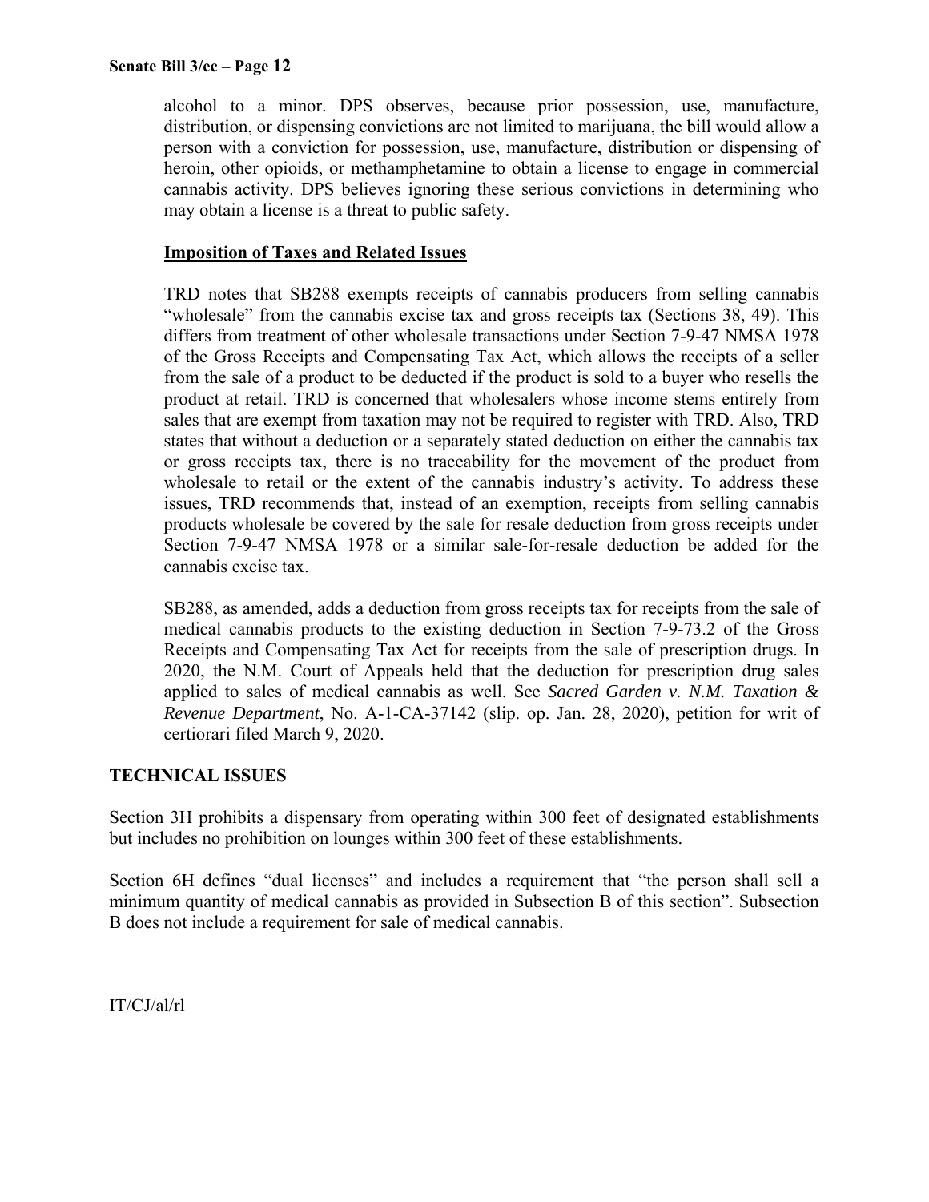alcohol to a minor. DPS observes, because prior possession, use, manufacture, distribution, or dispensing convictions are not limited to marijuana, the bill would allow a person with a conviction for possession, use, manufacture, distribution or dispensing of heroin, other opioids, or methamphetamine to obtain a license to engage in commercial cannabis activity. DPS believes ignoring these serious convictions in determining who may obtain a license is a threat to public safety.

**Imposition of Taxes and Related Issues**

TRD notes that SB288 exempts receipts of cannabis producers from selling cannabis "wholesale" from the cannabis excise tax and gross receipts tax (Sections 38, 49). This differs from treatment of other wholesale transactions under Section 7-9-47 NMSA 1978 of the Gross Receipts and Compensating Tax Act, which allows the receipts of a seller from the sale of a product to be deducted if the product is sold to a buyer who resells the product at retail. TRD is concerned that wholesalers whose income stems entirely from sales that are exempt from taxation may not be required to register with TRD. Also, TRD states that without a deduction or a separately stated deduction on either the cannabis tax or gross receipts tax, there is no traceability for the movement of the product from wholesale to retail or the extent of the cannabis industry's activity. To address these issues, TRD recommends that, instead of an exemption, receipts from selling cannabis products wholesale be covered by the sale for resale deduction from gross receipts under Section 7-9-47 NMSA 1978 or a similar sale-for-resale deduction be added for the cannabis excise tax.

SB288, as amended, adds a deduction from gross receipts tax for receipts from the sale of medical cannabis products to the existing deduction in Section 7-9-73.2 of the Gross Receipts and Compensating Tax Act for receipts from the sale of prescription drugs. In 2020, the N.M. Court of Appeals held that the deduction for prescription drug sales applied to sales of medical cannabis as well. See *Sacred Garden v. N.M. Taxation & Revenue Department*, No. A-1-CA-37142 (slip. op. Jan. 28, 2020), petition for writ of certiorari filed March 9, 2020.

## TECHNICAL ISSUES

Section 3H prohibits a dispensary from operating within 300 feet of designated establishments but includes no prohibition on lounges within 300 feet of these establishments.

Section 6H defines "dual licenses" and includes a requirement that "the person shall sell a minimum quantity of medical cannabis as provided in Subsection B of this section". Subsection B does not include a requirement for sale of medical cannabis.

IT/CJ/al/rl